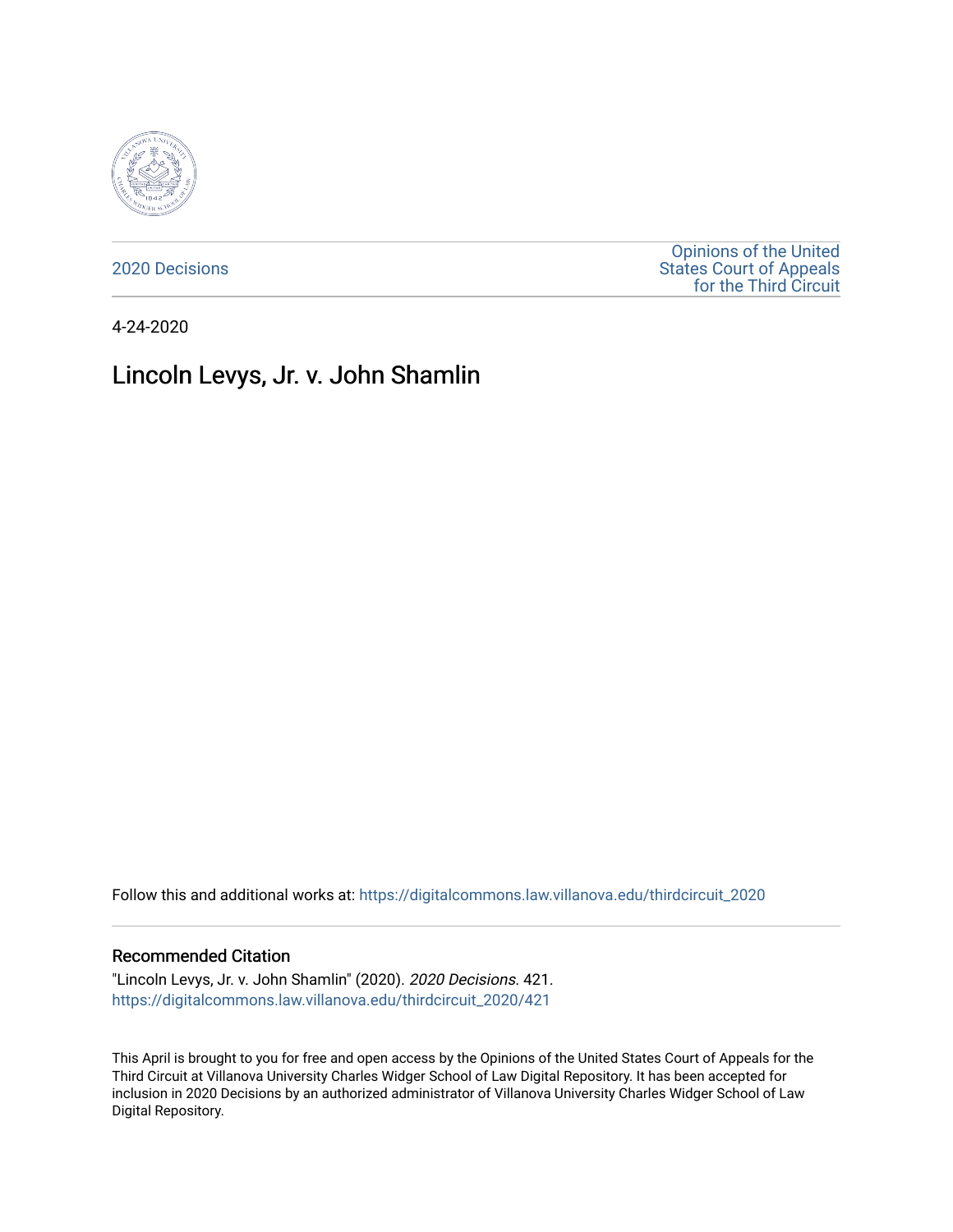2020 Decisions

Opinions of the United States Court of Appeals for the Third Circuit

4-24-2020

# Lincoln Levys, Jr. v. John Shamlin

Follow this and additional works at: https://digitalcommons.law.villanova.edu/thirdcircuit_2020

## Recommended Citation

"Lincoln Levys, Jr. v. John Shamlin" (2020). *2020 Decisions*. 421.
https://digitalcommons.law.villanova.edu/thirdcircuit_2020/421

This April is brought to you for free and open access by the Opinions of the United States Court of Appeals for the Third Circuit at Villanova University Charles Widger School of Law Digital Repository. It has been accepted for inclusion in 2020 Decisions by an authorized administrator of Villanova University Charles Widger School of Law Digital Repository.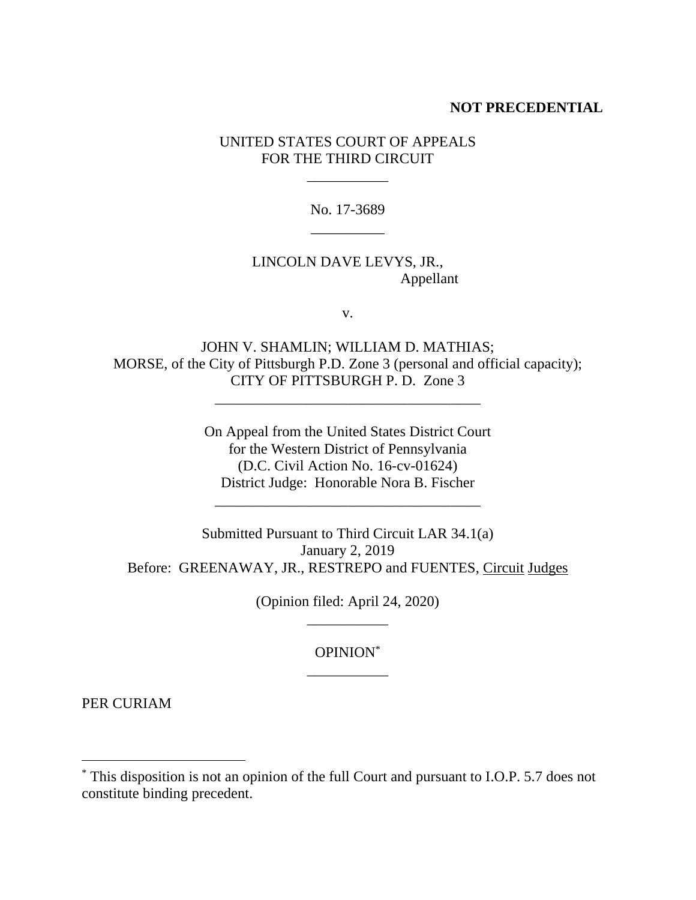**NOT PRECEDENTIAL**

UNITED STATES COURT OF APPEALS
FOR THE THIRD CIRCUIT

\_\_\_\_\_\_\_\_\_\_\_

No. 17-3689

\_\_\_\_\_\_\_\_\_\_

LINCOLN DAVE LEVYS, JR.,
Appellant

v.

JOHN V. SHAMLIN; WILLIAM D. MATHIAS;
MORSE, of the City of Pittsburgh P.D. Zone 3 (personal and official capacity);
CITY OF PITTSBURGH P. D. Zone 3

\_\_\_\_\_\_\_\_\_\_\_\_\_\_\_\_\_\_\_\_\_\_\_\_\_\_\_\_\_\_\_\_\_\_\_\_

On Appeal from the United States District Court
for the Western District of Pennsylvania
(D.C. Civil Action No. 16-cv-01624)
District Judge: Honorable Nora B. Fischer

\_\_\_\_\_\_\_\_\_\_\_\_\_\_\_\_\_\_\_\_\_\_\_\_\_\_\_\_\_\_\_\_\_\_\_\_

Submitted Pursuant to Third Circuit LAR 34.1(a)
January 2, 2019
Before: GREENAWAY, JR., RESTREPO and FUENTES, Circuit Judges

(Opinion filed: April 24, 2020)

\_\_\_\_\_\_\_\_\_\_\_

OPINION[*]

\_\_\_\_\_\_\_\_\_\_\_

PER CURIAM

---

[*] This disposition is not an opinion of the full Court and pursuant to I.O.P. 5.7 does not constitute binding precedent.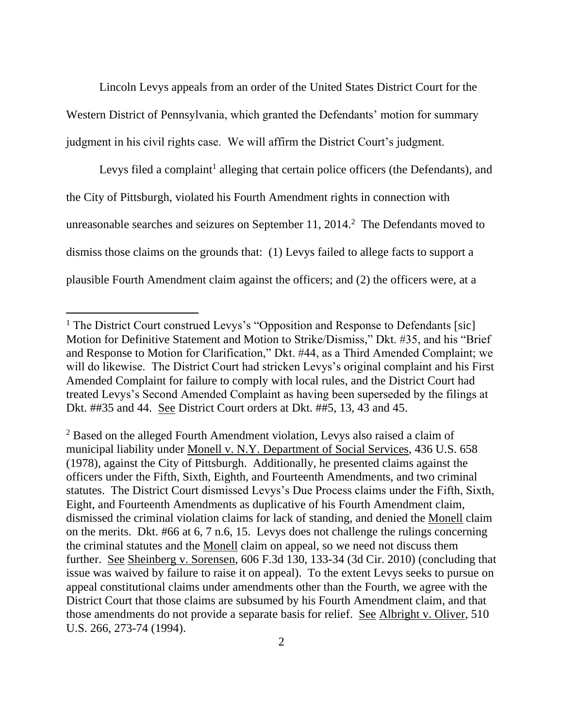Lincoln Levys appeals from an order of the United States District Court for the Western District of Pennsylvania, which granted the Defendants' motion for summary judgment in his civil rights case. We will affirm the District Court's judgment.

Levys filed a complaint[1] alleging that certain police officers (the Defendants), and the City of Pittsburgh, violated his Fourth Amendment rights in connection with unreasonable searches and seizures on September 11, 2014.[2] The Defendants moved to dismiss those claims on the grounds that: (1) Levys failed to allege facts to support a plausible Fourth Amendment claim against the officers; and (2) the officers were, at a

---

[1] The District Court construed Levys's "Opposition and Response to Defendants [sic] Motion for Definitive Statement and Motion to Strike/Dismiss," Dkt. #35, and his "Brief and Response to Motion for Clarification," Dkt. #44, as a Third Amended Complaint; we will do likewise. The District Court had stricken Levys's original complaint and his First Amended Complaint for failure to comply with local rules, and the District Court had treated Levys's Second Amended Complaint as having been superseded by the filings at Dkt. ##35 and 44. See District Court orders at Dkt. ##5, 13, 43 and 45.

[2] Based on the alleged Fourth Amendment violation, Levys also raised a claim of municipal liability under Monell v. N.Y. Department of Social Services, 436 U.S. 658 (1978), against the City of Pittsburgh. Additionally, he presented claims against the officers under the Fifth, Sixth, Eighth, and Fourteenth Amendments, and two criminal statutes. The District Court dismissed Levys's Due Process claims under the Fifth, Sixth, Eight, and Fourteenth Amendments as duplicative of his Fourth Amendment claim, dismissed the criminal violation claims for lack of standing, and denied the Monell claim on the merits. Dkt. #66 at 6, 7 n.6, 15. Levys does not challenge the rulings concerning the criminal statutes and the Monell claim on appeal, so we need not discuss them further. See Sheinberg v. Sorensen, 606 F.3d 130, 133-34 (3d Cir. 2010) (concluding that issue was waived by failure to raise it on appeal). To the extent Levys seeks to pursue on appeal constitutional claims under amendments other than the Fourth, we agree with the District Court that those claims are subsumed by his Fourth Amendment claim, and that those amendments do not provide a separate basis for relief. See Albright v. Oliver, 510 U.S. 266, 273-74 (1994).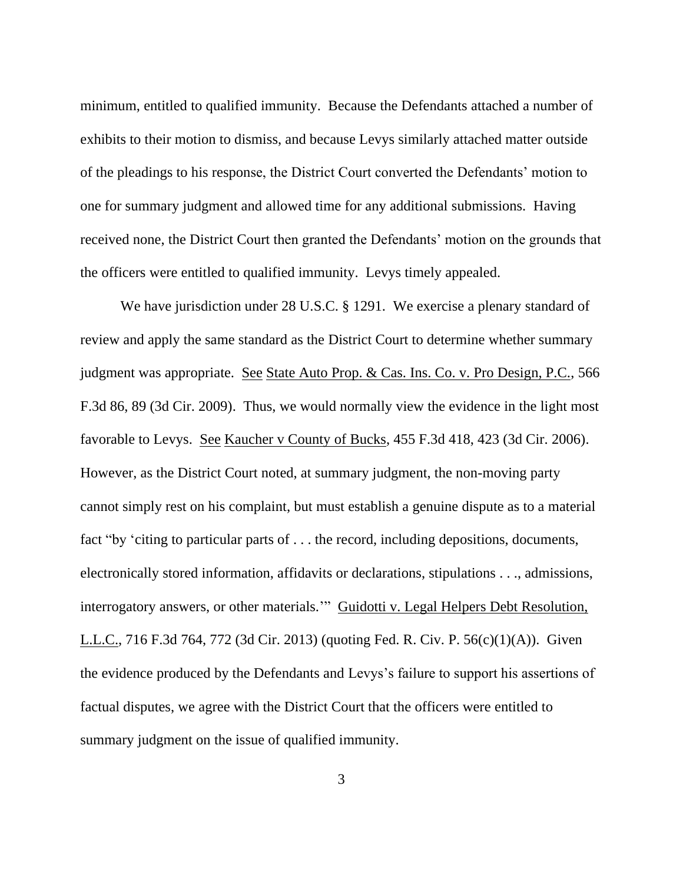minimum, entitled to qualified immunity. Because the Defendants attached a number of exhibits to their motion to dismiss, and because Levys similarly attached matter outside of the pleadings to his response, the District Court converted the Defendants' motion to one for summary judgment and allowed time for any additional submissions. Having received none, the District Court then granted the Defendants' motion on the grounds that the officers were entitled to qualified immunity. Levys timely appealed.

We have jurisdiction under 28 U.S.C. § 1291. We exercise a plenary standard of review and apply the same standard as the District Court to determine whether summary judgment was appropriate. See State Auto Prop. & Cas. Ins. Co. v. Pro Design, P.C., 566 F.3d 86, 89 (3d Cir. 2009). Thus, we would normally view the evidence in the light most favorable to Levys. See Kaucher v County of Bucks, 455 F.3d 418, 423 (3d Cir. 2006). However, as the District Court noted, at summary judgment, the non-moving party cannot simply rest on his complaint, but must establish a genuine dispute as to a material fact "by 'citing to particular parts of . . . the record, including depositions, documents, electronically stored information, affidavits or declarations, stipulations . . ., admissions, interrogatory answers, or other materials.'" Guidotti v. Legal Helpers Debt Resolution, L.L.C., 716 F.3d 764, 772 (3d Cir. 2013) (quoting Fed. R. Civ. P. 56(c)(1)(A)). Given the evidence produced by the Defendants and Levys's failure to support his assertions of factual disputes, we agree with the District Court that the officers were entitled to summary judgment on the issue of qualified immunity.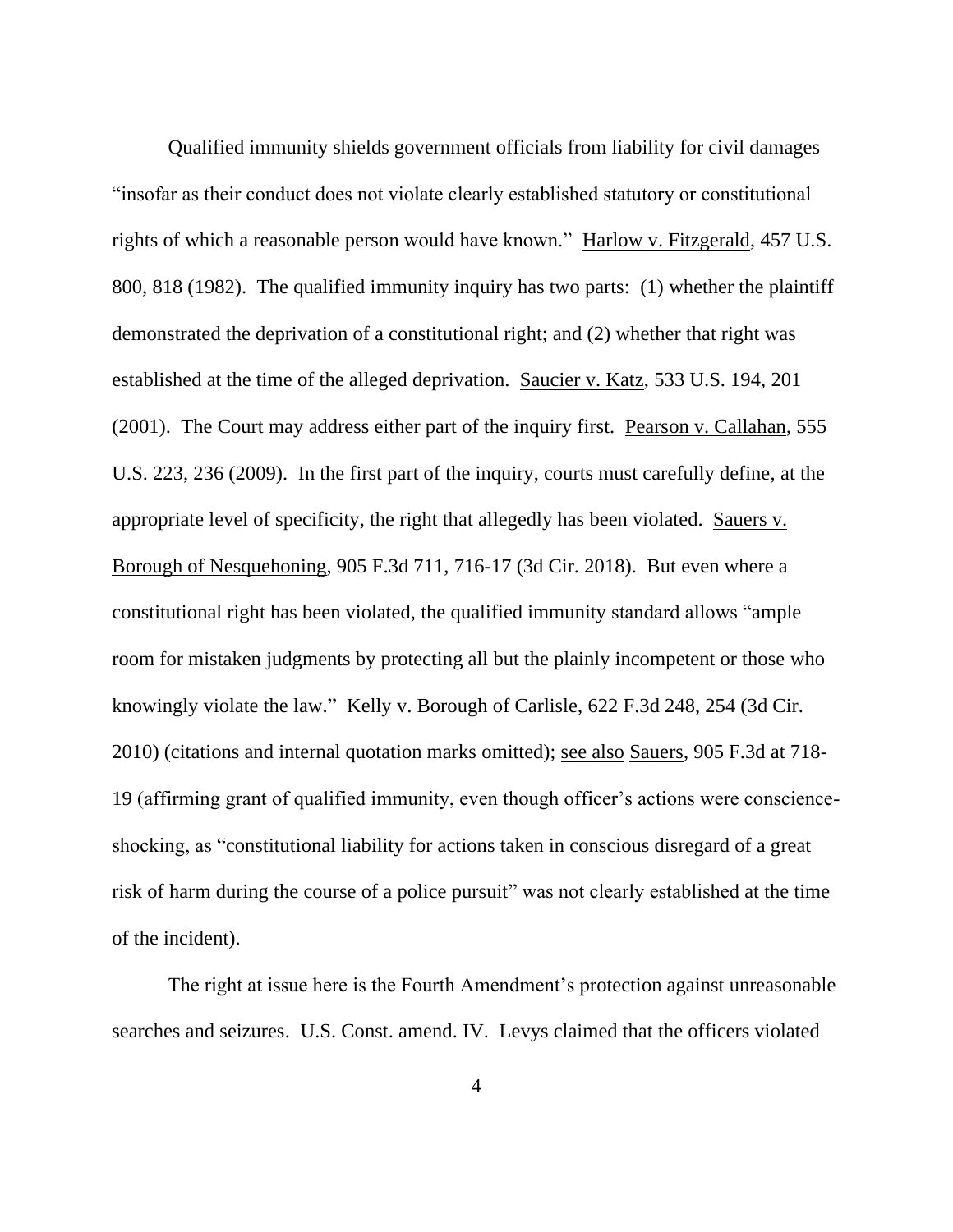Qualified immunity shields government officials from liability for civil damages "insofar as their conduct does not violate clearly established statutory or constitutional rights of which a reasonable person would have known." Harlow v. Fitzgerald, 457 U.S. 800, 818 (1982). The qualified immunity inquiry has two parts: (1) whether the plaintiff demonstrated the deprivation of a constitutional right; and (2) whether that right was established at the time of the alleged deprivation. Saucier v. Katz, 533 U.S. 194, 201 (2001). The Court may address either part of the inquiry first. Pearson v. Callahan, 555 U.S. 223, 236 (2009). In the first part of the inquiry, courts must carefully define, at the appropriate level of specificity, the right that allegedly has been violated. Sauers v. Borough of Nesquehoning, 905 F.3d 711, 716-17 (3d Cir. 2018). But even where a constitutional right has been violated, the qualified immunity standard allows "ample room for mistaken judgments by protecting all but the plainly incompetent or those who knowingly violate the law." Kelly v. Borough of Carlisle, 622 F.3d 248, 254 (3d Cir. 2010) (citations and internal quotation marks omitted); see also Sauers, 905 F.3d at 718-19 (affirming grant of qualified immunity, even though officer's actions were conscience-shocking, as "constitutional liability for actions taken in conscious disregard of a great risk of harm during the course of a police pursuit" was not clearly established at the time of the incident).

The right at issue here is the Fourth Amendment's protection against unreasonable searches and seizures. U.S. Const. amend. IV. Levys claimed that the officers violated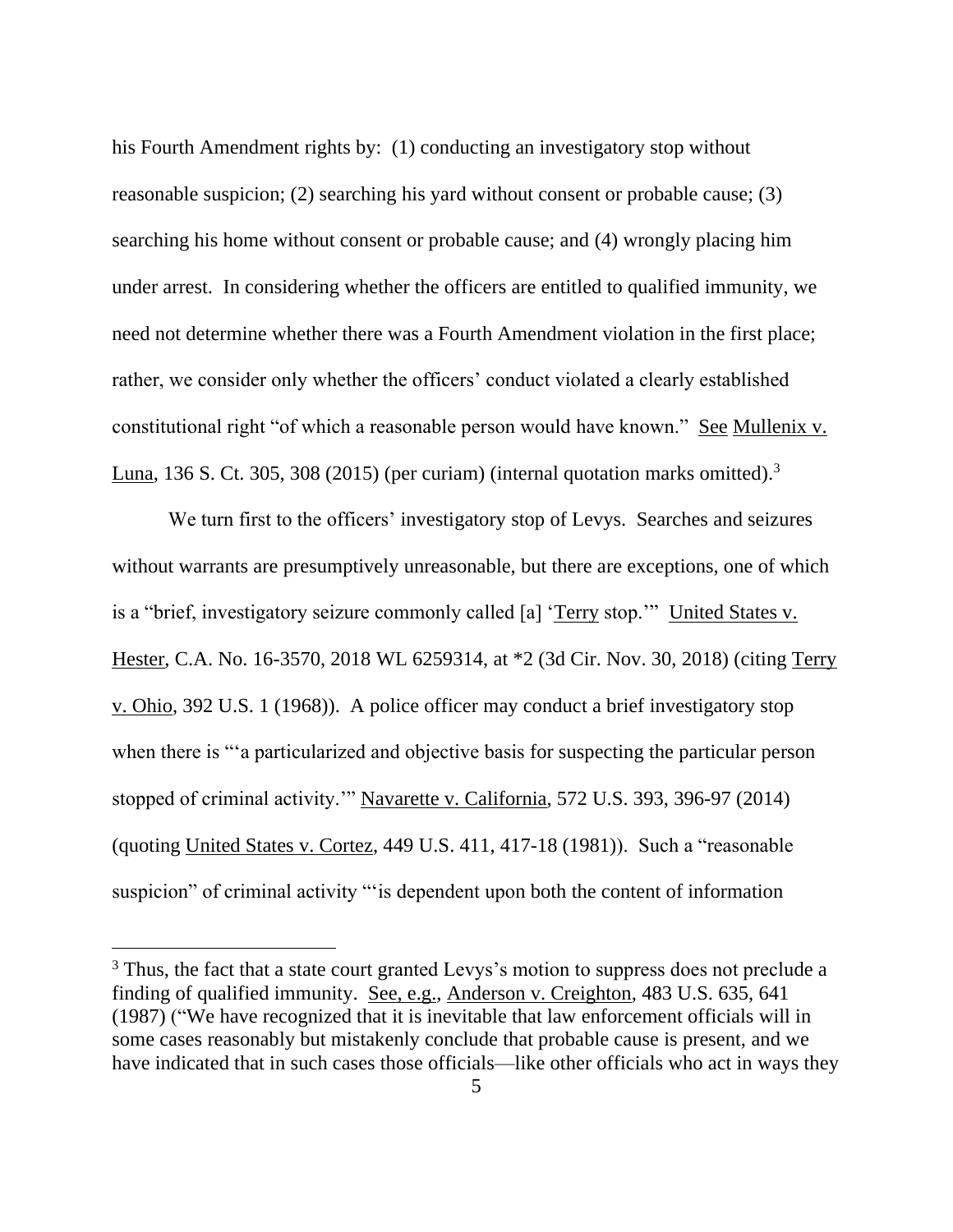his Fourth Amendment rights by: (1) conducting an investigatory stop without reasonable suspicion; (2) searching his yard without consent or probable cause; (3) searching his home without consent or probable cause; and (4) wrongly placing him under arrest. In considering whether the officers are entitled to qualified immunity, we need not determine whether there was a Fourth Amendment violation in the first place; rather, we consider only whether the officers' conduct violated a clearly established constitutional right "of which a reasonable person would have known." See Mullenix v. Luna, 136 S. Ct. 305, 308 (2015) (per curiam) (internal quotation marks omitted).[3]

We turn first to the officers' investigatory stop of Levys. Searches and seizures without warrants are presumptively unreasonable, but there are exceptions, one of which is a "brief, investigatory seizure commonly called [a] 'Terry stop.'" United States v. Hester, C.A. No. 16-3570, 2018 WL 6259314, at *2 (3d Cir. Nov. 30, 2018) (citing Terry v. Ohio, 392 U.S. 1 (1968)). A police officer may conduct a brief investigatory stop when there is "'a particularized and objective basis for suspecting the particular person stopped of criminal activity.'" Navarette v. California, 572 U.S. 393, 396-97 (2014) (quoting United States v. Cortez, 449 U.S. 411, 417-18 (1981)). Such a "reasonable suspicion" of criminal activity "'is dependent upon both the content of information

[3] Thus, the fact that a state court granted Levys's motion to suppress does not preclude a finding of qualified immunity. See, e.g., Anderson v. Creighton, 483 U.S. 635, 641 (1987) ("We have recognized that it is inevitable that law enforcement officials will in some cases reasonably but mistakenly conclude that probable cause is present, and we have indicated that in such cases those officials—like other officials who act in ways they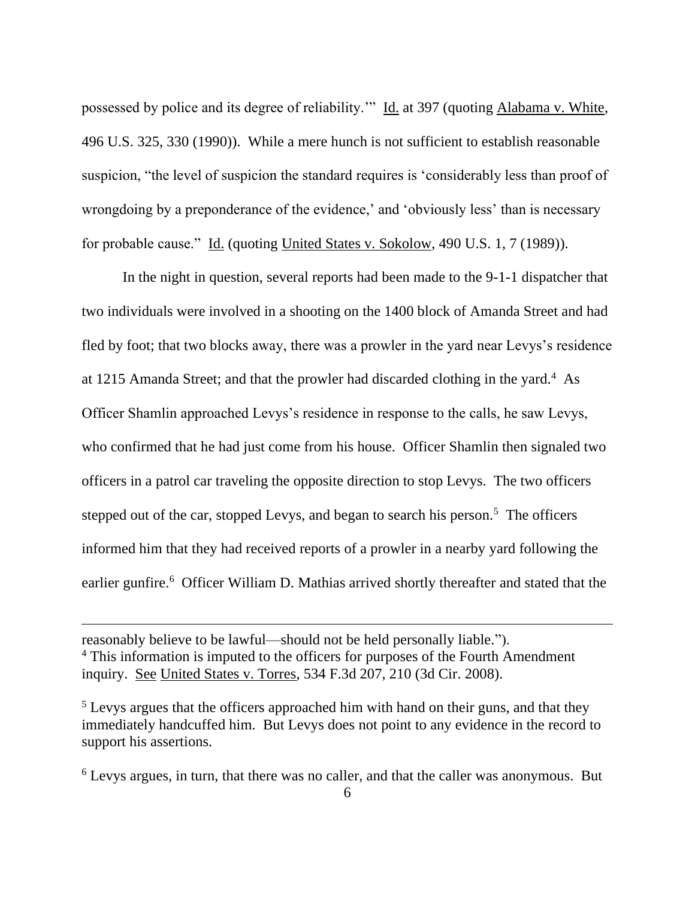possessed by police and its degree of reliability.'" Id. at 397 (quoting Alabama v. White, 496 U.S. 325, 330 (1990)). While a mere hunch is not sufficient to establish reasonable suspicion, "the level of suspicion the standard requires is 'considerably less than proof of wrongdoing by a preponderance of the evidence,' and 'obviously less' than is necessary for probable cause." Id. (quoting United States v. Sokolow, 490 U.S. 1, 7 (1989)).

In the night in question, several reports had been made to the 9-1-1 dispatcher that two individuals were involved in a shooting on the 1400 block of Amanda Street and had fled by foot; that two blocks away, there was a prowler in the yard near Levys's residence at 1215 Amanda Street; and that the prowler had discarded clothing in the yard.[4] As Officer Shamlin approached Levys's residence in response to the calls, he saw Levys, who confirmed that he had just come from his house. Officer Shamlin then signaled two officers in a patrol car traveling the opposite direction to stop Levys. The two officers stepped out of the car, stopped Levys, and began to search his person.[5] The officers informed him that they had received reports of a prowler in a nearby yard following the earlier gunfire.[6] Officer William D. Mathias arrived shortly thereafter and stated that the

---

reasonably believe to be lawful—should not be held personally liable.").

[4] This information is imputed to the officers for purposes of the Fourth Amendment inquiry. See United States v. Torres, 534 F.3d 207, 210 (3d Cir. 2008).

[5] Levys argues that the officers approached him with hand on their guns, and that they immediately handcuffed him. But Levys does not point to any evidence in the record to support his assertions.

[6] Levys argues, in turn, that there was no caller, and that the caller was anonymous. But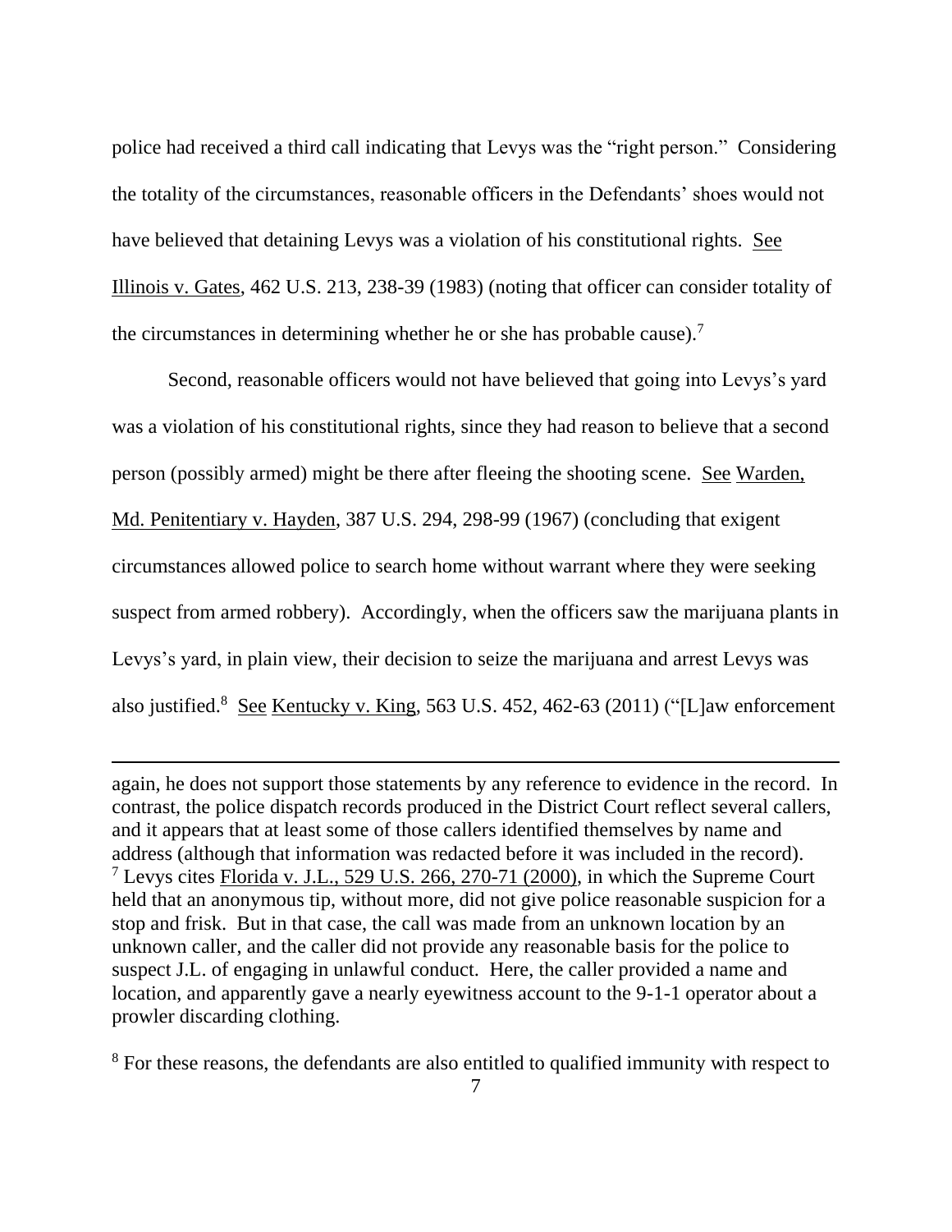police had received a third call indicating that Levys was the "right person." Considering the totality of the circumstances, reasonable officers in the Defendants' shoes would not have believed that detaining Levys was a violation of his constitutional rights. See Illinois v. Gates, 462 U.S. 213, 238-39 (1983) (noting that officer can consider totality of the circumstances in determining whether he or she has probable cause).[7]

Second, reasonable officers would not have believed that going into Levys's yard was a violation of his constitutional rights, since they had reason to believe that a second person (possibly armed) might be there after fleeing the shooting scene. See Warden, Md. Penitentiary v. Hayden, 387 U.S. 294, 298-99 (1967) (concluding that exigent circumstances allowed police to search home without warrant where they were seeking suspect from armed robbery). Accordingly, when the officers saw the marijuana plants in Levys's yard, in plain view, their decision to seize the marijuana and arrest Levys was also justified.[8] See Kentucky v. King, 563 U.S. 452, 462-63 (2011) ("[L]aw enforcement

---

again, he does not support those statements by any reference to evidence in the record. In contrast, the police dispatch records produced in the District Court reflect several callers, and it appears that at least some of those callers identified themselves by name and address (although that information was redacted before it was included in the record).

[7] Levys cites Florida v. J.L., 529 U.S. 266, 270-71 (2000), in which the Supreme Court held that an anonymous tip, without more, did not give police reasonable suspicion for a stop and frisk. But in that case, the call was made from an unknown location by an unknown caller, and the caller did not provide any reasonable basis for the police to suspect J.L. of engaging in unlawful conduct. Here, the caller provided a name and location, and apparently gave a nearly eyewitness account to the 9-1-1 operator about a prowler discarding clothing.

[8] For these reasons, the defendants are also entitled to qualified immunity with respect to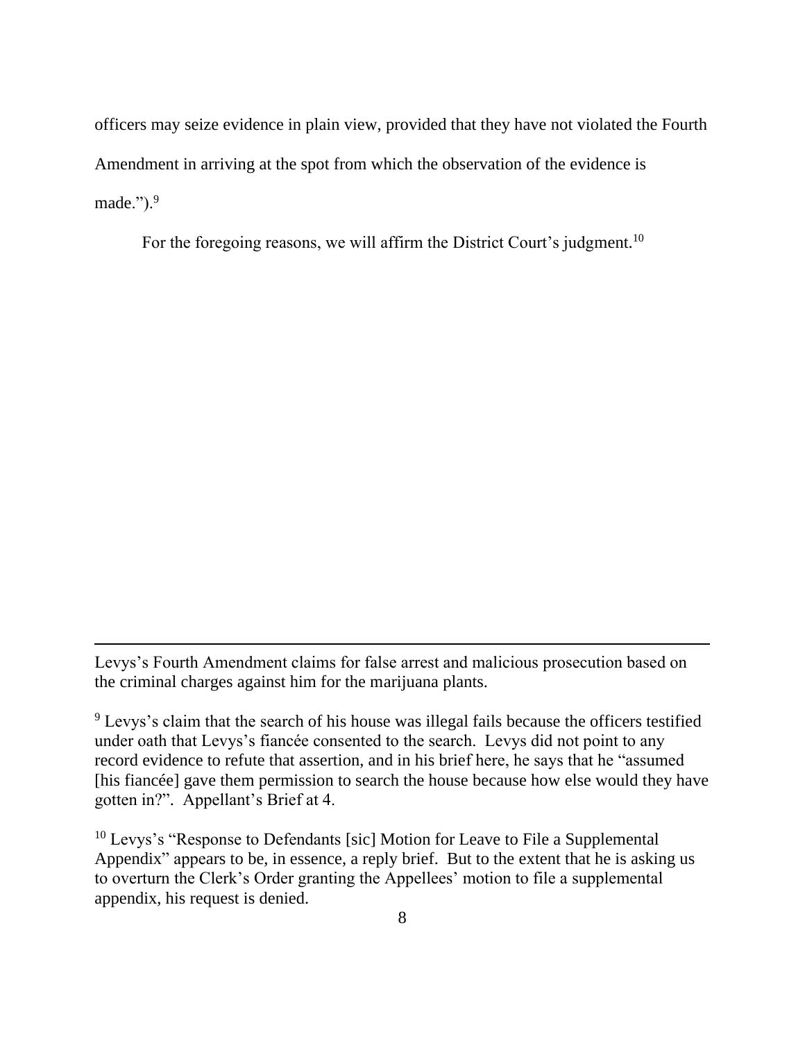officers may seize evidence in plain view, provided that they have not violated the Fourth Amendment in arriving at the spot from which the observation of the evidence is made.").[9]

For the foregoing reasons, we will affirm the District Court's judgment.[10]

---

Levys's Fourth Amendment claims for false arrest and malicious prosecution based on the criminal charges against him for the marijuana plants.

[9] Levys's claim that the search of his house was illegal fails because the officers testified under oath that Levys's fiancée consented to the search. Levys did not point to any record evidence to refute that assertion, and in his brief here, he says that he "assumed [his fiancée] gave them permission to search the house because how else would they have gotten in?". Appellant's Brief at 4.

[10] Levys's "Response to Defendants [sic] Motion for Leave to File a Supplemental Appendix" appears to be, in essence, a reply brief. But to the extent that he is asking us to overturn the Clerk's Order granting the Appellees' motion to file a supplemental appendix, his request is denied.